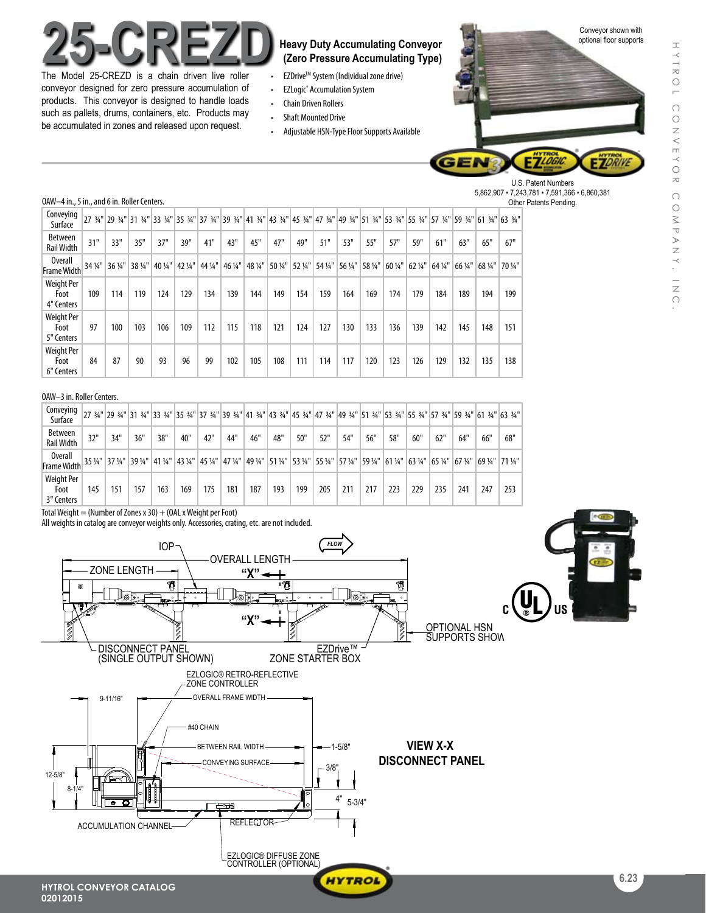# 25-CREZD

## Heavy Duty Accumulating Conveyor (Zero Pressure Accumulating Type)

The Model 25-CREZD is a chain driven live roller conveyor designed for zero pressure accumulation of products. This conveyor is designed to handle loads such as pallets, drums, containers, etc. Products may be accumulated in zones and released upon request.

- EZDrive™ System (Individual zone drive)
- EZLogic® Accumulation System
- Chain Driven Rollers
- Shaft Mounted Drive
- Adjustable HSN-Type Floor Supports Available

Conveyor shown with optional floor supports

U.S. Patent Numbers
5,862,907 • 7,243,781 • 7,591,366 • 6,860,381
Other Patents Pending.

OAW–4 in., 5 in., and 6 in. Roller Centers.

| Conveying Surface | 27 ¾" | 29 ¾" | 31 ¾" | 33 ¾" | 35 ¾" | 37 ¾" | 39 ¾" | 41 ¾" | 43 ¾" | 45 ¾" | 47 ¾" | 49 ¾" | 51 ¾" | 53 ¾" | 55 ¾" | 57 ¾" | 59 ¾" | 61 ¾" | 63 ¾" |
|---|---|---|---|---|---|---|---|---|---|---|---|---|---|---|---|---|---|---|---|
| Between Rail Width | 31" | 33" | 35" | 37" | 39" | 41" | 43" | 45" | 47" | 49" | 51" | 53" | 55" | 57" | 59" | 61" | 63" | 65" | 67" |
| Overall Frame Width | 34 ¼" | 36 ¼" | 38 ¼" | 40 ¼" | 42 ¼" | 44 ¼" | 46 ¼" | 48 ¼" | 50 ¼" | 52 ¼" | 54 ¼" | 56 ¼" | 58 ¼" | 60 ¼" | 62 ¼" | 64 ¼" | 66 ¼" | 68 ¼" | 70 ¼" |
| Weight Per Foot 4" Centers | 109 | 114 | 119 | 124 | 129 | 134 | 139 | 144 | 149 | 154 | 159 | 164 | 169 | 174 | 179 | 184 | 189 | 194 | 199 |
| Weight Per Foot 5" Centers | 97 | 100 | 103 | 106 | 109 | 112 | 115 | 118 | 121 | 124 | 127 | 130 | 133 | 136 | 139 | 142 | 145 | 148 | 151 |
| Weight Per Foot 6" Centers | 84 | 87 | 90 | 93 | 96 | 99 | 102 | 105 | 108 | 111 | 114 | 117 | 120 | 123 | 126 | 129 | 132 | 135 | 138 |

OAW–3 in. Roller Centers.

| Conveying Surface | 27 ¾" | 29 ¾" | 31 ¾" | 33 ¾" | 35 ¾" | 37 ¾" | 39 ¾" | 41 ¾" | 43 ¾" | 45 ¾" | 47 ¾" | 49 ¾" | 51 ¾" | 53 ¾" | 55 ¾" | 57 ¾" | 59 ¾" | 61 ¾" | 63 ¾" |
|---|---|---|---|---|---|---|---|---|---|---|---|---|---|---|---|---|---|---|---|
| Between Rail Width | 32" | 34" | 36" | 38" | 40" | 42" | 44" | 46" | 48" | 50" | 52" | 54" | 56" | 58" | 60" | 62" | 64" | 66" | 68" |
| Overall Frame Width | 35 ¼" | 37 ¼" | 39 ¼" | 41 ¼" | 43 ¼" | 45 ¼" | 47 ¼" | 49 ¼" | 51 ¼" | 53 ¼" | 55 ¼" | 57 ¼" | 59 ¼" | 61 ¼" | 63 ¼" | 65 ¼" | 67 ¼" | 69 ¼" | 71 ¼" |
| Weight Per Foot 3" Centers | 145 | 151 | 157 | 163 | 169 | 175 | 181 | 187 | 193 | 199 | 205 | 211 | 217 | 223 | 229 | 235 | 241 | 247 | 253 |

Total Weight = (Number of Zones x 30) + (OAL x Weight per Foot)
All weights in catalog are conveyor weights only. Accessories, crating, etc. are not included.

IOP — FLOW — OVERALL LENGTH — ZONE LENGTH — "X" — "X"

DISCONNECT PANEL (SINGLE OUTPUT SHOWN) — EZDrive™ ZONE STARTER BOX — OPTIONAL HSN SUPPORTS SHOWN

EZLOGIC® RETRO-REFLECTIVE ZONE CONTROLLER — 9-11/16" — OVERALL FRAME WIDTH — #40 CHAIN — BETWEEN RAIL WIDTH — 1-5/8" — CONVEYING SURFACE — 3/8" — 12-5/8" — 8-1/4" — 4" — 5-3/4" — ACCUMULATION CHANNEL — REFLECTOR — EZLOGIC® DIFFUSE ZONE CONTROLLER (OPTIONAL)

**VIEW X-X**
**DISCONNECT PANEL**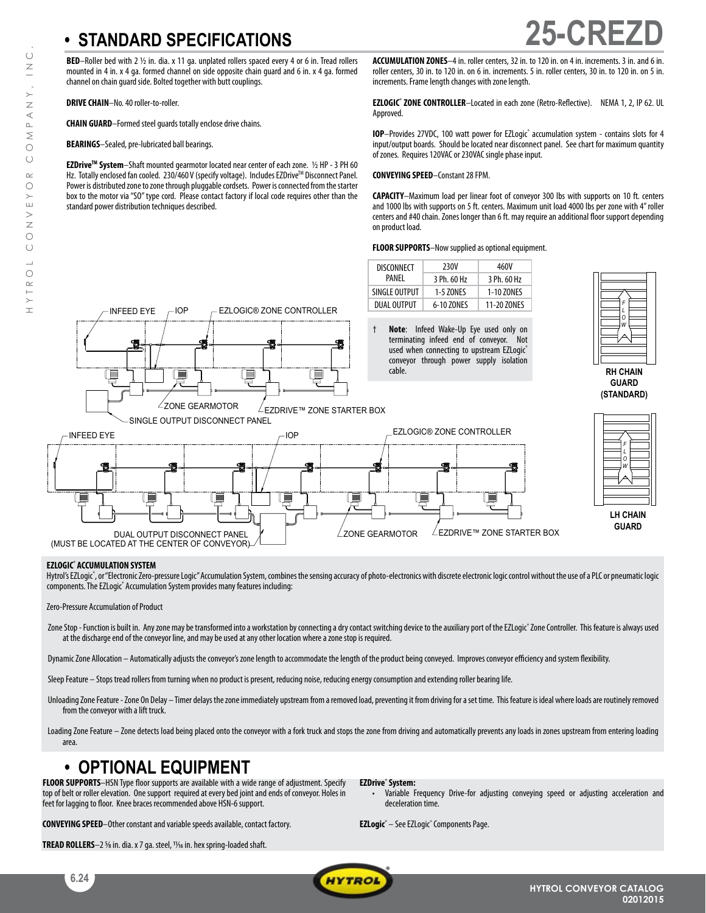# • STANDARD SPECIFICATIONS

# 25-CREZD

**BED**–Roller bed with 2 ½ in. dia. x 11 ga. unplated rollers spaced every 4 or 6 in. Tread rollers mounted in 4 in. x 4 ga. formed channel on side opposite chain guard and 6 in. x 4 ga. formed channel on chain guard side. Bolted together with butt couplings.

**DRIVE CHAIN**–No. 40 roller-to-roller.

**CHAIN GUARD**–Formed steel guards totally enclose drive chains.

**BEARINGS**–Sealed, pre-lubricated ball bearings.

**EZDrive™ System**–Shaft mounted gearmotor located near center of each zone. ½ HP - 3 PH 60 Hz. Totally enclosed fan cooled. 230/460 V (specify voltage). Includes EZDrive™ Disconnect Panel. Power is distributed zone to zone through pluggable cordsets. Power is connected from the starter box to the motor via "SO" type cord. Please contact factory if local code requires other than the standard power distribution techniques described.

**ACCUMULATION ZONES**–4 in. roller centers, 32 in. to 120 in. on 4 in. increments. 3 in. and 6 in. roller centers, 30 in. to 120 in. on 6 in. increments. 5 in. roller centers, 30 in. to 120 in. on 5 in. increments. Frame length changes with zone length.

**EZLOGIC® ZONE CONTROLLER**–Located in each zone (Retro-Reflective). NEMA 1, 2, IP 62. UL Approved.

**IOP**–Provides 27VDC, 100 watt power for EZLogic® accumulation system - contains slots for 4 input/output boards. Should be located near disconnect panel. See chart for maximum quantity of zones. Requires 120VAC or 230VAC single phase input.

**CONVEYING SPEED**–Constant 28 FPM.

**CAPACITY**–Maximum load per linear foot of conveyor 300 lbs with supports on 10 ft. centers and 1000 lbs with supports on 5 ft. centers. Maximum unit load 4000 lbs per zone with 4" roller centers and #40 chain. Zones longer than 6 ft. may require an additional floor support depending on product load.

**FLOOR SUPPORTS**–Now supplied as optional equipment.

| DISCONNECT PANEL | 230V 3 Ph. 60 Hz | 460V 3 Ph. 60 Hz |
|---|---|---|
| SINGLE OUTPUT | 1-5 ZONES | 1-10 ZONES |
| DUAL OUTPUT | 6-10 ZONES | 11-20 ZONES |

† **Note**: Infeed Wake-Up Eye used only on terminating infeed end of conveyor. Not used when connecting to upstream EZLogic® conveyor through power supply isolation cable.

INFEED EYE
IOP
EZLOGIC® ZONE CONTROLLER
ZONE GEARMOTOR
EZDRIVE™ ZONE STARTER BOX
SINGLE OUTPUT DISCONNECT PANEL

INFEED EYE
IOP
EZLOGIC® ZONE CONTROLLER
DUAL OUTPUT DISCONNECT PANEL (MUST BE LOCATED AT THE CENTER OF CONVEYOR)
ZONE GEARMOTOR
EZDRIVE™ ZONE STARTER BOX

FLOW
RH CHAIN GUARD (STANDARD)

FLOW
LH CHAIN GUARD

**EZLOGIC® ACCUMULATION SYSTEM**

Hytrol's EZLogic®, or "Electronic Zero-pressure Logic" Accumulation System, combines the sensing accuracy of photo-electronics with discrete electronic logic control without the use of a PLC or pneumatic logic components. The EZLogic® Accumulation System provides many features including:

Zero-Pressure Accumulation of Product

Zone Stop - Function is built in. Any zone may be transformed into a workstation by connecting a dry contact switching device to the auxiliary port of the EZLogic® Zone Controller. This feature is always used at the discharge end of the conveyor line, and may be used at any other location where a zone stop is required.

Dynamic Zone Allocation – Automatically adjusts the conveyor's zone length to accommodate the length of the product being conveyed. Improves conveyor efficiency and system flexibility.

Sleep Feature – Stops tread rollers from turning when no product is present, reducing noise, reducing energy consumption and extending roller bearing life.

Unloading Zone Feature - Zone On Delay – Timer delays the zone immediately upstream from a removed load, preventing it from driving for a set time. This feature is ideal where loads are routinely removed from the conveyor with a lift truck.

Loading Zone Feature – Zone detects load being placed onto the conveyor with a fork truck and stops the zone from driving and automatically prevents any loads in zones upstream from entering loading area.

# • OPTIONAL EQUIPMENT

**FLOOR SUPPORTS**–HSN Type floor supports are available with a wide range of adjustment. Specify top of belt or roller elevation. One support required at every bed joint and ends of conveyor. Holes in feet for lagging to floor. Knee braces recommended above HSN-6 support.

**CONVEYING SPEED**–Other constant and variable speeds available, contact factory.

**TREAD ROLLERS**–2 ⅝ in. dia. x 7 ga. steel, 11⁄16 in. hex spring-loaded shaft.

**EZDrive® System:**

- Variable Frequency Drive-for adjusting conveying speed or adjusting acceleration and deceleration time.

**EZLogic®** – See EZLogic® Components Page.